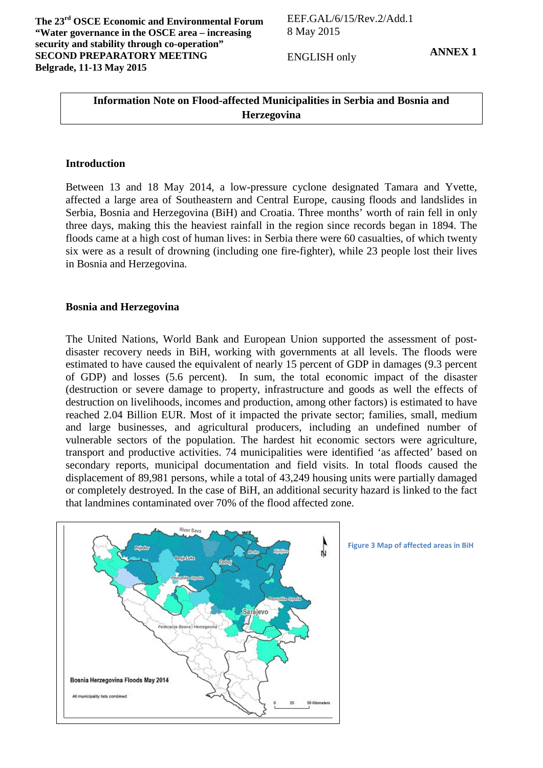**The 23rd OSCE Economic and Environmental Forum**
**"Water governance in the OSCE area – increasing security and stability through co-operation"**
**SECOND PREPARATORY MEETING**
**Belgrade, 11-13 May 2015**

EEF.GAL/6/15/Rev.2/Add.1
8 May 2015

ENGLISH only

**ANNEX 1**

# Information Note on Flood-affected Municipalities in Serbia and Bosnia and Herzegovina

## Introduction

Between 13 and 18 May 2014, a low-pressure cyclone designated Tamara and Yvette, affected a large area of Southeastern and Central Europe, causing floods and landslides in Serbia, Bosnia and Herzegovina (BiH) and Croatia. Three months' worth of rain fell in only three days, making this the heaviest rainfall in the region since records began in 1894. The floods came at a high cost of human lives: in Serbia there were 60 casualties, of which twenty six were as a result of drowning (including one fire-fighter), while 23 people lost their lives in Bosnia and Herzegovina.

## Bosnia and Herzegovina

The United Nations, World Bank and European Union supported the assessment of post-disaster recovery needs in BiH, working with governments at all levels. The floods were estimated to have caused the equivalent of nearly 15 percent of GDP in damages (9.3 percent of GDP) and losses (5.6 percent). In sum, the total economic impact of the disaster (destruction or severe damage to property, infrastructure and goods as well the effects of destruction on livelihoods, incomes and production, among other factors) is estimated to have reached 2.04 Billion EUR. Most of it impacted the private sector; families, small, medium and large businesses, and agricultural producers, including an undefined number of vulnerable sectors of the population. The hardest hit economic sectors were agriculture, transport and productive activities. 74 municipalities were identified 'as affected' based on secondary reports, municipal documentation and field visits. In total floods caused the displacement of 89,981 persons, while a total of 43,249 housing units were partially damaged or completely destroyed. In the case of BiH, an additional security hazard is linked to the fact that landmines contaminated over 70% of the flood affected zone.

Figure 3 Map of affected areas in BiH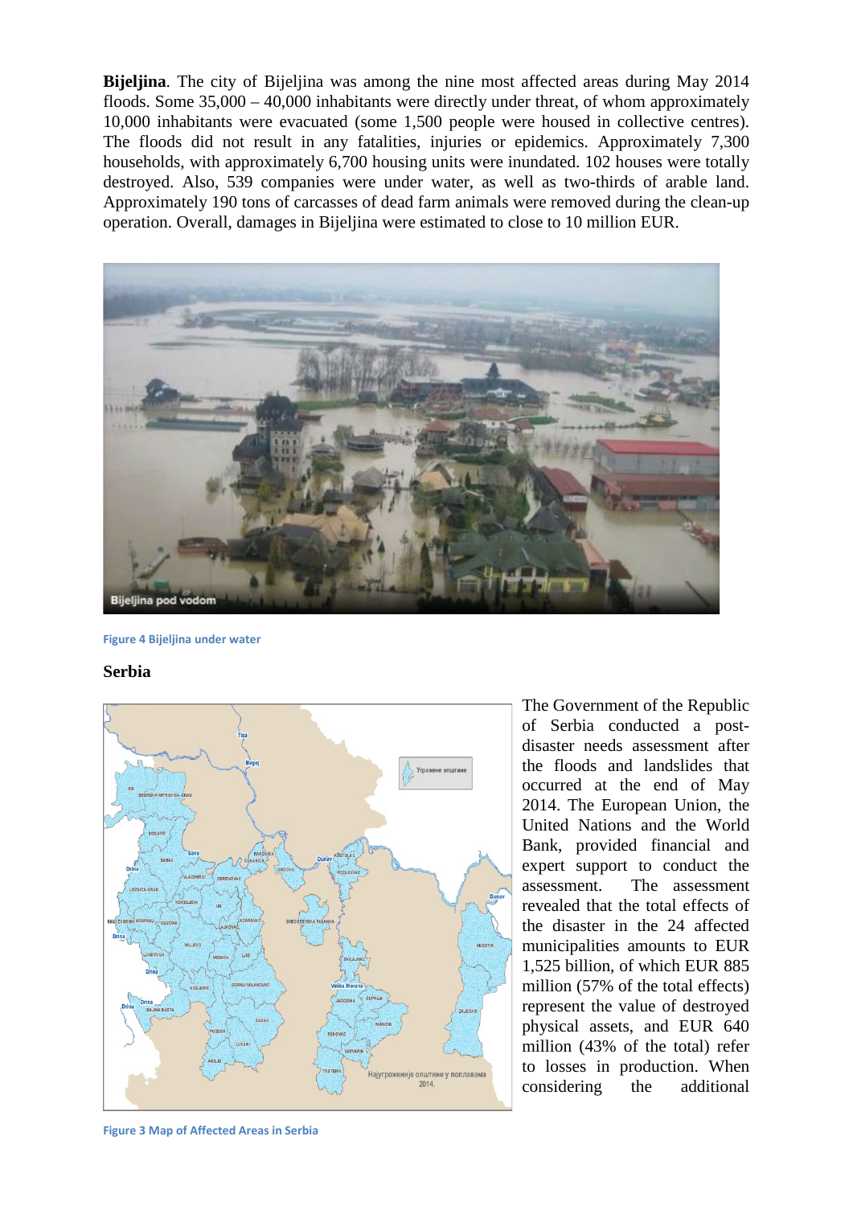**Bijeljina**. The city of Bijeljina was among the nine most affected areas during May 2014 floods. Some 35,000 – 40,000 inhabitants were directly under threat, of whom approximately 10,000 inhabitants were evacuated (some 1,500 people were housed in collective centres). The floods did not result in any fatalities, injuries or epidemics. Approximately 7,300 households, with approximately 6,700 housing units were inundated. 102 houses were totally destroyed. Also, 539 companies were under water, as well as two-thirds of arable land. Approximately 190 tons of carcasses of dead farm animals were removed during the clean-up operation. Overall, damages in Bijeljina were estimated to close to 10 million EUR.

Figure 4 Bijeljina under water

## Serbia

The Government of the Republic of Serbia conducted a post-disaster needs assessment after the floods and landslides that occurred at the end of May 2014. The European Union, the United Nations and the World Bank, provided financial and expert support to conduct the assessment. The assessment revealed that the total effects of the disaster in the 24 affected municipalities amounts to EUR 1,525 billion, of which EUR 885 million (57% of the total effects) represent the value of destroyed physical assets, and EUR 640 million (43% of the total) refer to losses in production. When considering the additional

Figure 3 Map of Affected Areas in Serbia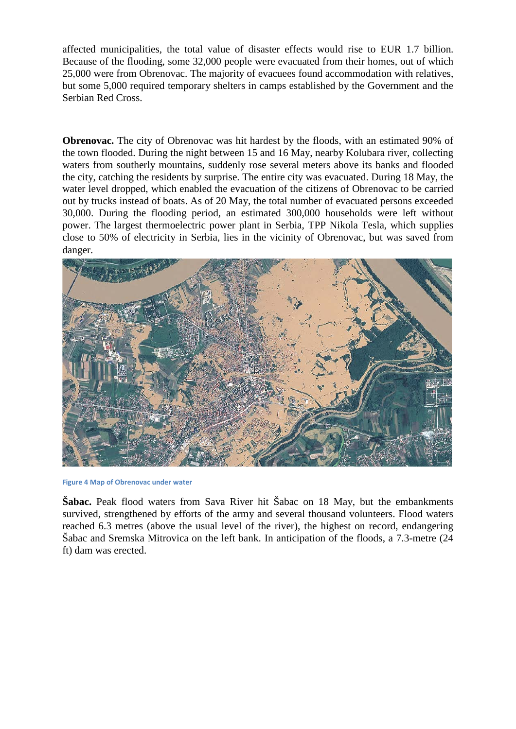affected municipalities, the total value of disaster effects would rise to EUR 1.7 billion. Because of the flooding, some 32,000 people were evacuated from their homes, out of which 25,000 were from Obrenovac. The majority of evacuees found accommodation with relatives, but some 5,000 required temporary shelters in camps established by the Government and the Serbian Red Cross.

**Obrenovac.** The city of Obrenovac was hit hardest by the floods, with an estimated 90% of the town flooded. During the night between 15 and 16 May, nearby Kolubara river, collecting waters from southerly mountains, suddenly rose several meters above its banks and flooded the city, catching the residents by surprise. The entire city was evacuated. During 18 May, the water level dropped, which enabled the evacuation of the citizens of Obrenovac to be carried out by trucks instead of boats. As of 20 May, the total number of evacuated persons exceeded 30,000. During the flooding period, an estimated 300,000 households were left without power. The largest thermoelectric power plant in Serbia, TPP Nikola Tesla, which supplies close to 50% of electricity in Serbia, lies in the vicinity of Obrenovac, but was saved from danger.

Figure 4 Map of Obrenovac under water

**Šabac.** Peak flood waters from Sava River hit Šabac on 18 May, but the embankments survived, strengthened by efforts of the army and several thousand volunteers. Flood waters reached 6.3 metres (above the usual level of the river), the highest on record, endangering Šabac and Sremska Mitrovica on the left bank. In anticipation of the floods, a 7.3-metre (24 ft) dam was erected.